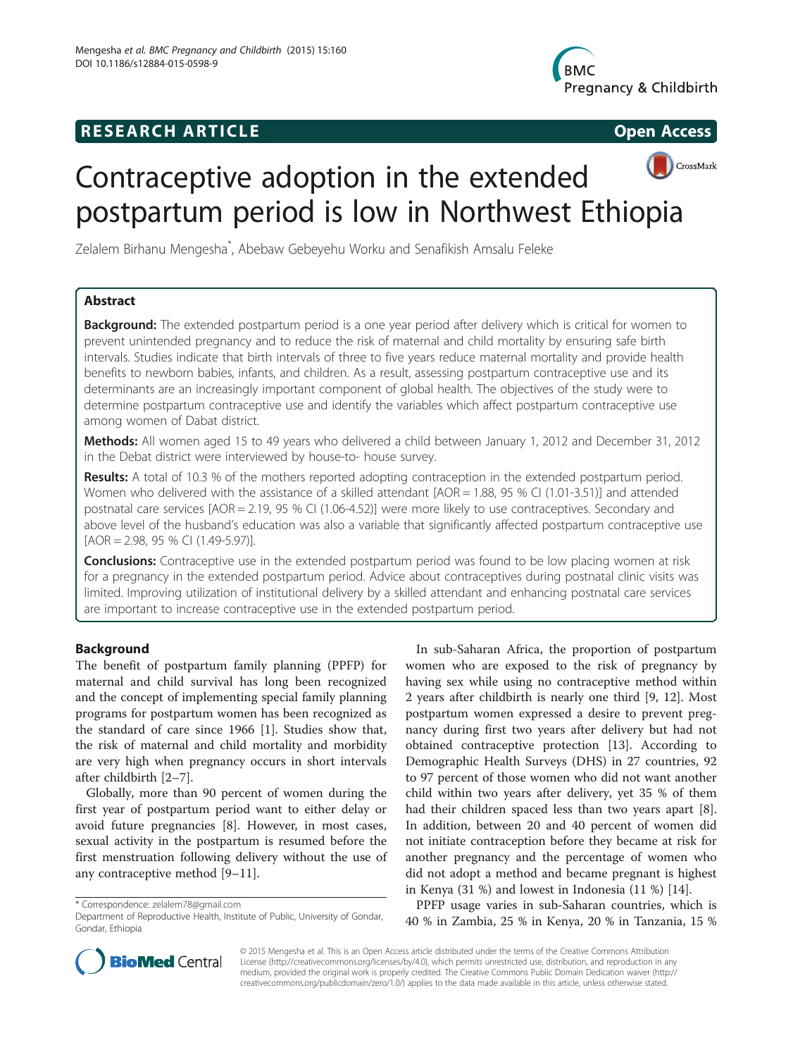RESEARCH ARTICLE

Open Access

# Contraceptive adoption in the extended postpartum period is low in Northwest Ethiopia

Zelalem Birhanu Mengesha*, Abebaw Gebeyehu Worku and Senafikish Amsalu Feleke

## Abstract

**Background:** The extended postpartum period is a one year period after delivery which is critical for women to prevent unintended pregnancy and to reduce the risk of maternal and child mortality by ensuring safe birth intervals. Studies indicate that birth intervals of three to five years reduce maternal mortality and provide health benefits to newborn babies, infants, and children. As a result, assessing postpartum contraceptive use and its determinants are an increasingly important component of global health. The objectives of the study were to determine postpartum contraceptive use and identify the variables which affect postpartum contraceptive use among women of Dabat district.

**Methods:** All women aged 15 to 49 years who delivered a child between January 1, 2012 and December 31, 2012 in the Debat district were interviewed by house-to- house survey.

**Results:** A total of 10.3 % of the mothers reported adopting contraception in the extended postpartum period. Women who delivered with the assistance of a skilled attendant [AOR = 1.88, 95 % CI (1.01-3.51)] and attended postnatal care services [AOR = 2.19, 95 % CI (1.06-4.52)] were more likely to use contraceptives. Secondary and above level of the husband's education was also a variable that significantly affected postpartum contraceptive use [AOR = 2.98, 95 % CI (1.49-5.97)].

**Conclusions:** Contraceptive use in the extended postpartum period was found to be low placing women at risk for a pregnancy in the extended postpartum period. Advice about contraceptives during postnatal clinic visits was limited. Improving utilization of institutional delivery by a skilled attendant and enhancing postnatal care services are important to increase contraceptive use in the extended postpartum period.

## Background

The benefit of postpartum family planning (PPFP) for maternal and child survival has long been recognized and the concept of implementing special family planning programs for postpartum women has been recognized as the standard of care since 1966 [1]. Studies show that, the risk of maternal and child mortality and morbidity are very high when pregnancy occurs in short intervals after childbirth [2–7].

Globally, more than 90 percent of women during the first year of postpartum period want to either delay or avoid future pregnancies [8]. However, in most cases, sexual activity in the postpartum is resumed before the first menstruation following delivery without the use of any contraceptive method [9–11].

In sub-Saharan Africa, the proportion of postpartum women who are exposed to the risk of pregnancy by having sex while using no contraceptive method within 2 years after childbirth is nearly one third [9, 12]. Most postpartum women expressed a desire to prevent pregnancy during first two years after delivery but had not obtained contraceptive protection [13]. According to Demographic Health Surveys (DHS) in 27 countries, 92 to 97 percent of those women who did not want another child within two years after delivery, yet 35 % of them had their children spaced less than two years apart [8]. In addition, between 20 and 40 percent of women did not initiate contraception before they became at risk for another pregnancy and the percentage of women who did not adopt a method and became pregnant is highest in Kenya (31 %) and lowest in Indonesia (11 %) [14].

PPFP usage varies in sub-Saharan countries, which is 40 % in Zambia, 25 % in Kenya, 20 % in Tanzania, 15 %

* Correspondence: zelalem78@gmail.com
Department of Reproductive Health, Institute of Public, University of Gondar, Gondar, Ethiopia

© 2015 Mengesha et al. This is an Open Access article distributed under the terms of the Creative Commons Attribution License (http://creativecommons.org/licenses/by/4.0), which permits unrestricted use, distribution, and reproduction in any medium, provided the original work is properly credited. The Creative Commons Public Domain Dedication waiver (http://creativecommons.org/publicdomain/zero/1.0/) applies to the data made available in this article, unless otherwise stated.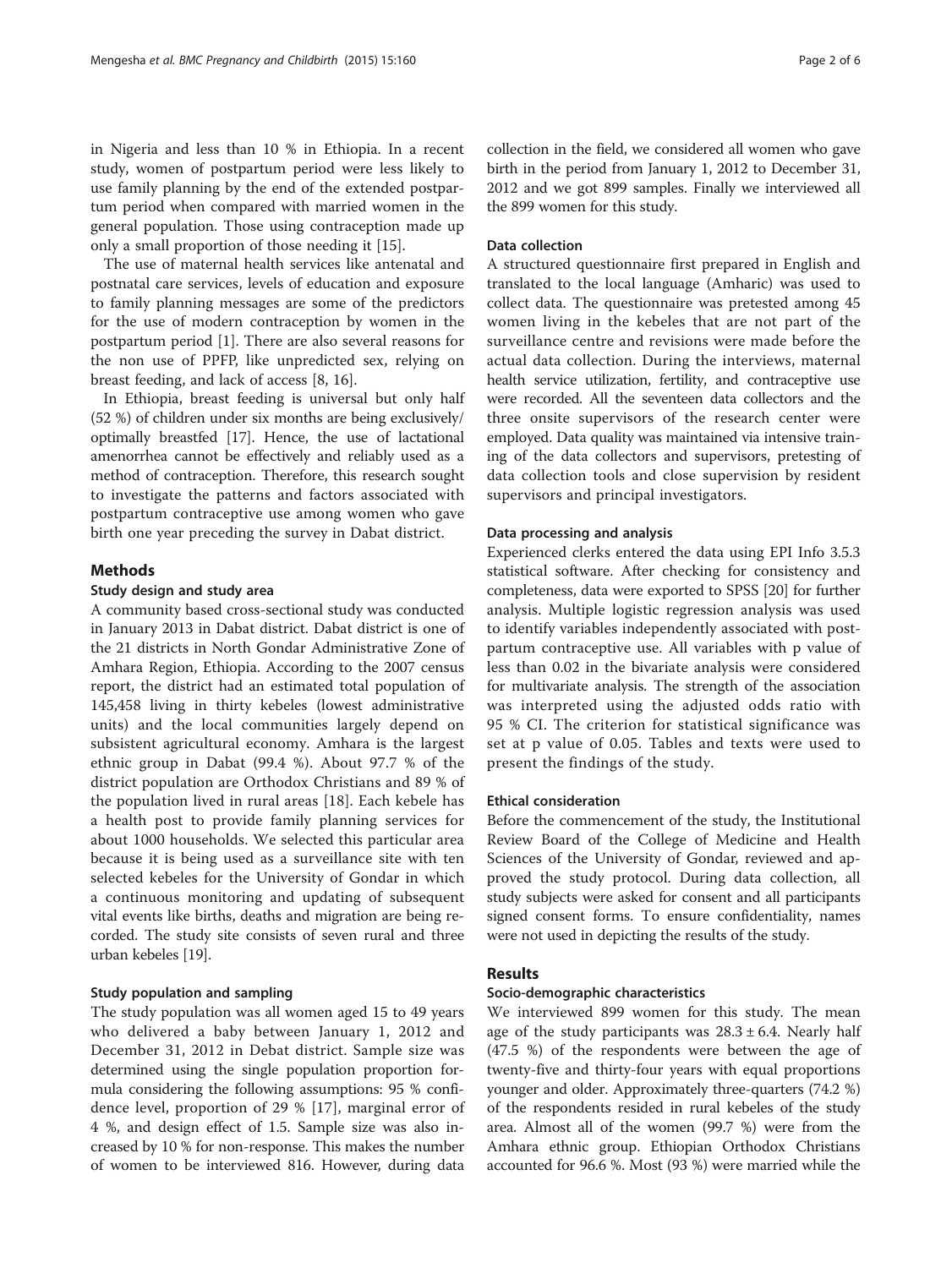in Nigeria and less than 10 % in Ethiopia. In a recent study, women of postpartum period were less likely to use family planning by the end of the extended postpartum period when compared with married women in the general population. Those using contraception made up only a small proportion of those needing it [15].

The use of maternal health services like antenatal and postnatal care services, levels of education and exposure to family planning messages are some of the predictors for the use of modern contraception by women in the postpartum period [1]. There are also several reasons for the non use of PPFP, like unpredicted sex, relying on breast feeding, and lack of access [8, 16].

In Ethiopia, breast feeding is universal but only half (52 %) of children under six months are being exclusively/optimally breastfed [17]. Hence, the use of lactational amenorrhea cannot be effectively and reliably used as a method of contraception. Therefore, this research sought to investigate the patterns and factors associated with postpartum contraceptive use among women who gave birth one year preceding the survey in Dabat district.

## Methods

### Study design and study area

A community based cross-sectional study was conducted in January 2013 in Dabat district. Dabat district is one of the 21 districts in North Gondar Administrative Zone of Amhara Region, Ethiopia. According to the 2007 census report, the district had an estimated total population of 145,458 living in thirty kebeles (lowest administrative units) and the local communities largely depend on subsistent agricultural economy. Amhara is the largest ethnic group in Dabat (99.4 %). About 97.7 % of the district population are Orthodox Christians and 89 % of the population lived in rural areas [18]. Each kebele has a health post to provide family planning services for about 1000 households. We selected this particular area because it is being used as a surveillance site with ten selected kebeles for the University of Gondar in which a continuous monitoring and updating of subsequent vital events like births, deaths and migration are being recorded. The study site consists of seven rural and three urban kebeles [19].

### Study population and sampling

The study population was all women aged 15 to 49 years who delivered a baby between January 1, 2012 and December 31, 2012 in Debat district. Sample size was determined using the single population proportion formula considering the following assumptions: 95 % confidence level, proportion of 29 % [17], marginal error of 4 %, and design effect of 1.5. Sample size was also increased by 10 % for non-response. This makes the number of women to be interviewed 816. However, during data collection in the field, we considered all women who gave birth in the period from January 1, 2012 to December 31, 2012 and we got 899 samples. Finally we interviewed all the 899 women for this study.

### Data collection

A structured questionnaire first prepared in English and translated to the local language (Amharic) was used to collect data. The questionnaire was pretested among 45 women living in the kebeles that are not part of the surveillance centre and revisions were made before the actual data collection. During the interviews, maternal health service utilization, fertility, and contraceptive use were recorded. All the seventeen data collectors and the three onsite supervisors of the research center were employed. Data quality was maintained via intensive training of the data collectors and supervisors, pretesting of data collection tools and close supervision by resident supervisors and principal investigators.

### Data processing and analysis

Experienced clerks entered the data using EPI Info 3.5.3 statistical software. After checking for consistency and completeness, data were exported to SPSS [20] for further analysis. Multiple logistic regression analysis was used to identify variables independently associated with postpartum contraceptive use. All variables with p value of less than 0.02 in the bivariate analysis were considered for multivariate analysis. The strength of the association was interpreted using the adjusted odds ratio with 95 % CI. The criterion for statistical significance was set at p value of 0.05. Tables and texts were used to present the findings of the study.

### Ethical consideration

Before the commencement of the study, the Institutional Review Board of the College of Medicine and Health Sciences of the University of Gondar, reviewed and approved the study protocol. During data collection, all study subjects were asked for consent and all participants signed consent forms. To ensure confidentiality, names were not used in depicting the results of the study.

## Results

### Socio-demographic characteristics

We interviewed 899 women for this study. The mean age of the study participants was $28.3 \pm 6.4$. Nearly half (47.5 %) of the respondents were between the age of twenty-five and thirty-four years with equal proportions younger and older. Approximately three-quarters (74.2 %) of the respondents resided in rural kebeles of the study area. Almost all of the women (99.7 %) were from the Amhara ethnic group. Ethiopian Orthodox Christians accounted for 96.6 %. Most (93 %) were married while the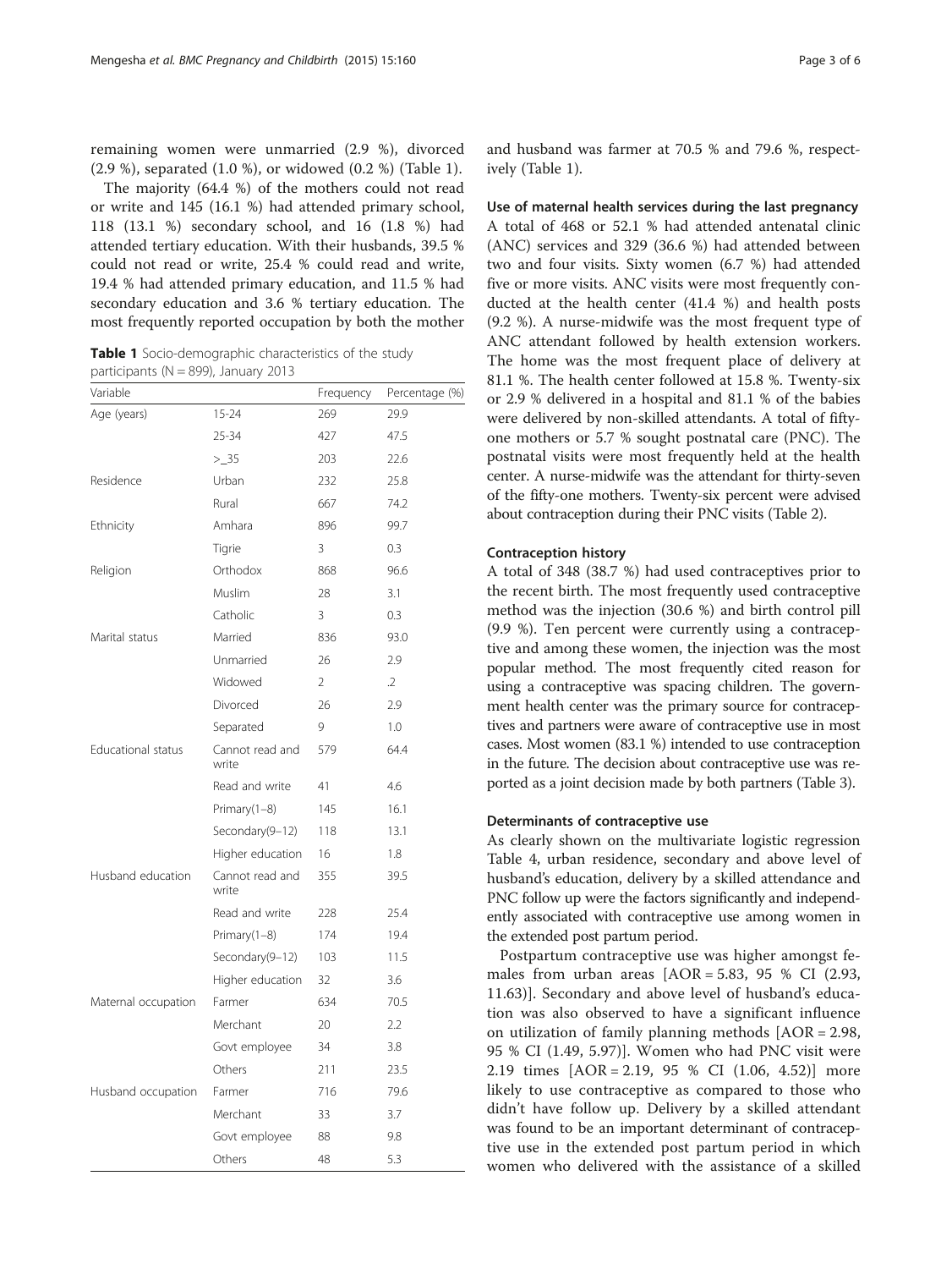remaining women were unmarried (2.9 %), divorced (2.9 %), separated (1.0 %), or widowed (0.2 %) (Table 1).

The majority (64.4 %) of the mothers could not read or write and 145 (16.1 %) had attended primary school, 118 (13.1 %) secondary school, and 16 (1.8 %) had attended tertiary education. With their husbands, 39.5 % could not read or write, 25.4 % could read and write, 19.4 % had attended primary education, and 11.5 % had secondary education and 3.6 % tertiary education. The most frequently reported occupation by both the mother and husband was farmer at 70.5 % and 79.6 %, respectively (Table 1).

**Table 1** Socio-demographic characteristics of the study participants (N = 899), January 2013

| Variable | | Frequency | Percentage (%) |
|---|---|---|---|
| Age (years) | 15-24 | 269 | 29.9 |
| | 25-34 | 427 | 47.5 |
| | >_35 | 203 | 22.6 |
| Residence | Urban | 232 | 25.8 |
| | Rural | 667 | 74.2 |
| Ethnicity | Amhara | 896 | 99.7 |
| | Tigrie | 3 | 0.3 |
| Religion | Orthodox | 868 | 96.6 |
| | Muslim | 28 | 3.1 |
| | Catholic | 3 | 0.3 |
| Marital status | Married | 836 | 93.0 |
| | Unmarried | 26 | 2.9 |
| | Widowed | 2 | .2 |
| | Divorced | 26 | 2.9 |
| | Separated | 9 | 1.0 |
| Educational status | Cannot read and write | 579 | 64.4 |
| | Read and write | 41 | 4.6 |
| | Primary(1–8) | 145 | 16.1 |
| | Secondary(9–12) | 118 | 13.1 |
| | Higher education | 16 | 1.8 |
| Husband education | Cannot read and write | 355 | 39.5 |
| | Read and write | 228 | 25.4 |
| | Primary(1–8) | 174 | 19.4 |
| | Secondary(9–12) | 103 | 11.5 |
| | Higher education | 32 | 3.6 |
| Maternal occupation | Farmer | 634 | 70.5 |
| | Merchant | 20 | 2.2 |
| | Govt employee | 34 | 3.8 |
| | Others | 211 | 23.5 |
| Husband occupation | Farmer | 716 | 79.6 |
| | Merchant | 33 | 3.7 |
| | Govt employee | 88 | 9.8 |
| | Others | 48 | 5.3 |

### Use of maternal health services during the last pregnancy

A total of 468 or 52.1 % had attended antenatal clinic (ANC) services and 329 (36.6 %) had attended between two and four visits. Sixty women (6.7 %) had attended five or more visits. ANC visits were most frequently conducted at the health center (41.4 %) and health posts (9.2 %). A nurse-midwife was the most frequent type of ANC attendant followed by health extension workers. The home was the most frequent place of delivery at 81.1 %. The health center followed at 15.8 %. Twenty-six or 2.9 % delivered in a hospital and 81.1 % of the babies were delivered by non-skilled attendants. A total of fifty-one mothers or 5.7 % sought postnatal care (PNC). The postnatal visits were most frequently held at the health center. A nurse-midwife was the attendant for thirty-seven of the fifty-one mothers. Twenty-six percent were advised about contraception during their PNC visits (Table 2).

### Contraception history

A total of 348 (38.7 %) had used contraceptives prior to the recent birth. The most frequently used contraceptive method was the injection (30.6 %) and birth control pill (9.9 %). Ten percent were currently using a contraceptive and among these women, the injection was the most popular method. The most frequently cited reason for using a contraceptive was spacing children. The government health center was the primary source for contraceptives and partners were aware of contraceptive use in most cases. Most women (83.1 %) intended to use contraception in the future. The decision about contraceptive use was reported as a joint decision made by both partners (Table 3).

### Determinants of contraceptive use

As clearly shown on the multivariate logistic regression Table 4, urban residence, secondary and above level of husband's education, delivery by a skilled attendance and PNC follow up were the factors significantly and independently associated with contraceptive use among women in the extended post partum period.

Postpartum contraceptive use was higher amongst females from urban areas [AOR = 5.83, 95 % CI (2.93, 11.63)]. Secondary and above level of husband's education was also observed to have a significant influence on utilization of family planning methods [AOR = 2.98, 95 % CI (1.49, 5.97)]. Women who had PNC visit were 2.19 times [AOR = 2.19, 95 % CI (1.06, 4.52)] more likely to use contraceptive as compared to those who didn't have follow up. Delivery by a skilled attendant was found to be an important determinant of contraceptive use in the extended post partum period in which women who delivered with the assistance of a skilled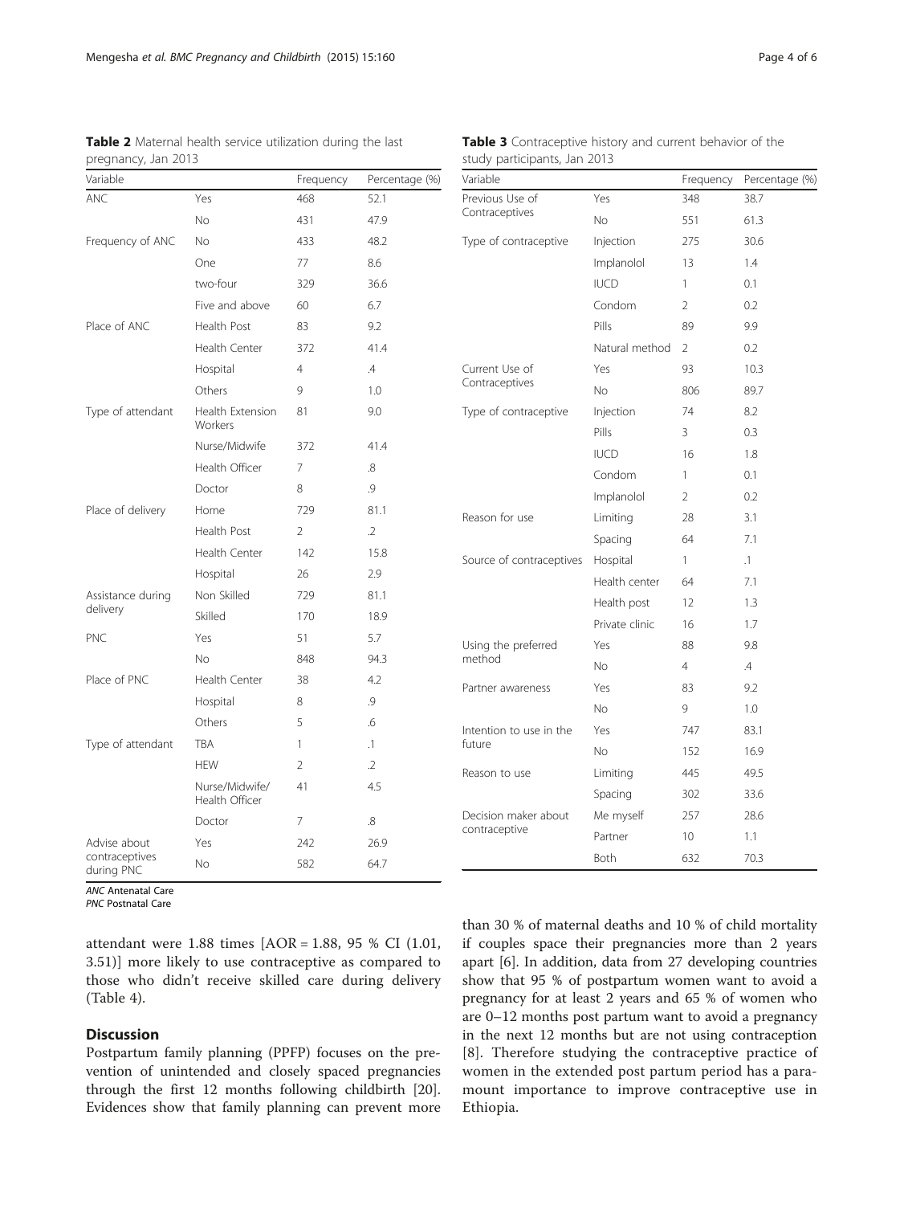**Table 2** Maternal health service utilization during the last pregnancy, Jan 2013

| Variable | | Frequency | Percentage (%) |
|---|---|---|---|
| ANC | Yes | 468 | 52.1 |
| | No | 431 | 47.9 |
| Frequency of ANC | No | 433 | 48.2 |
| | One | 77 | 8.6 |
| | two-four | 329 | 36.6 |
| | Five and above | 60 | 6.7 |
| Place of ANC | Health Post | 83 | 9.2 |
| | Health Center | 372 | 41.4 |
| | Hospital | 4 | .4 |
| | Others | 9 | 1.0 |
| Type of attendant | Health Extension Workers | 81 | 9.0 |
| | Nurse/Midwife | 372 | 41.4 |
| | Health Officer | 7 | .8 |
| | Doctor | 8 | .9 |
| Place of delivery | Home | 729 | 81.1 |
| | Health Post | 2 | .2 |
| | Health Center | 142 | 15.8 |
| | Hospital | 26 | 2.9 |
| Assistance during delivery | Non Skilled | 729 | 81.1 |
| | Skilled | 170 | 18.9 |
| PNC | Yes | 51 | 5.7 |
| | No | 848 | 94.3 |
| Place of PNC | Health Center | 38 | 4.2 |
| | Hospital | 8 | .9 |
| | Others | 5 | .6 |
| Type of attendant | TBA | 1 | .1 |
| | HEW | 2 | .2 |
| | Nurse/Midwife/ Health Officer | 41 | 4.5 |
| | Doctor | 7 | .8 |
| Advise about contraceptives during PNC | Yes | 242 | 26.9 |
| | No | 582 | 64.7 |

*ANC* Antenatal Care
*PNC* Postnatal Care

**Table 3** Contraceptive history and current behavior of the study participants, Jan 2013

| Variable | | Frequency | Percentage (%) |
|---|---|---|---|
| Previous Use of Contraceptives | Yes | 348 | 38.7 |
| | No | 551 | 61.3 |
| Type of contraceptive | Injection | 275 | 30.6 |
| | Implanolol | 13 | 1.4 |
| | IUCD | 1 | 0.1 |
| | Condom | 2 | 0.2 |
| | Pills | 89 | 9.9 |
| | Natural method | 2 | 0.2 |
| Current Use of Contraceptives | Yes | 93 | 10.3 |
| | No | 806 | 89.7 |
| Type of contraceptive | Injection | 74 | 8.2 |
| | Pills | 3 | 0.3 |
| | IUCD | 16 | 1.8 |
| | Condom | 1 | 0.1 |
| | Implanolol | 2 | 0.2 |
| Reason for use | Limiting | 28 | 3.1 |
| | Spacing | 64 | 7.1 |
| Source of contraceptives | Hospital | 1 | .1 |
| | Health center | 64 | 7.1 |
| | Health post | 12 | 1.3 |
| | Private clinic | 16 | 1.7 |
| Using the preferred method | Yes | 88 | 9.8 |
| | No | 4 | .4 |
| Partner awareness | Yes | 83 | 9.2 |
| | No | 9 | 1.0 |
| Intention to use in the future | Yes | 747 | 83.1 |
| | No | 152 | 16.9 |
| Reason to use | Limiting | 445 | 49.5 |
| | Spacing | 302 | 33.6 |
| Decision maker about contraceptive | Me myself | 257 | 28.6 |
| | Partner | 10 | 1.1 |
| | Both | 632 | 70.3 |

attendant were 1.88 times [AOR = 1.88, 95 % CI (1.01, 3.51)] more likely to use contraceptive as compared to those who didn't receive skilled care during delivery (Table 4).

## Discussion

Postpartum family planning (PPFP) focuses on the prevention of unintended and closely spaced pregnancies through the first 12 months following childbirth [20]. Evidences show that family planning can prevent more than 30 % of maternal deaths and 10 % of child mortality if couples space their pregnancies more than 2 years apart [6]. In addition, data from 27 developing countries show that 95 % of postpartum women want to avoid a pregnancy for at least 2 years and 65 % of women who are 0–12 months post partum want to avoid a pregnancy in the next 12 months but are not using contraception [8]. Therefore studying the contraceptive practice of women in the extended post partum period has a paramount importance to improve contraceptive use in Ethiopia.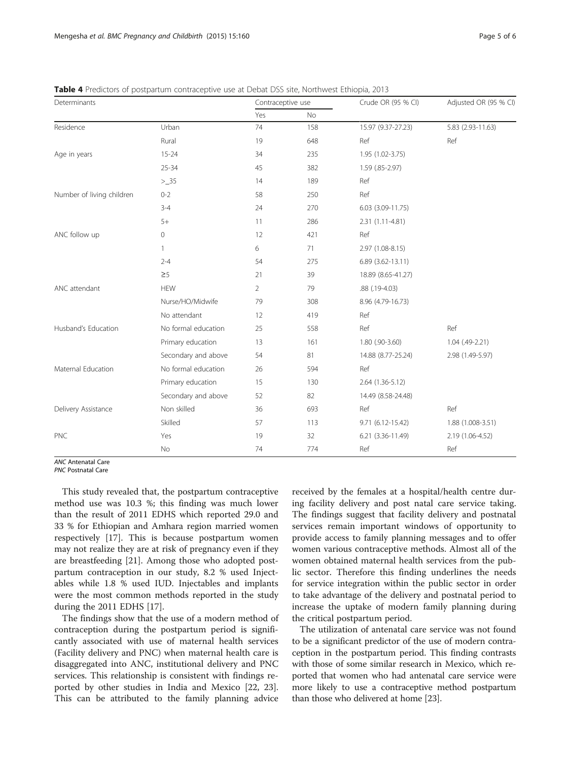**Table 4** Predictors of postpartum contraceptive use at Debat DSS site, Northwest Ethiopia, 2013

| Determinants | | Contraceptive use | | Crude OR (95 % CI) | Adjusted OR (95 % CI) |
|---|---|---|---|---|---|
| | | Yes | No | | |
| Residence | Urban | 74 | 158 | 15.97 (9.37-27.23) | 5.83 (2.93-11.63) |
| | Rural | 19 | 648 | Ref | Ref |
| Age in years | 15-24 | 34 | 235 | 1.95 (1.02-3.75) | |
| | 25-34 | 45 | 382 | 1.59 (.85-2.97) | |
| | >_35 | 14 | 189 | Ref | |
| Number of living children | 0-2 | 58 | 250 | Ref | |
| | 3-4 | 24 | 270 | 6.03 (3.09-11.75) | |
| | 5+ | 11 | 286 | 2.31 (1.11-4.81) | |
| ANC follow up | 0 | 12 | 421 | Ref | |
| | 1 | 6 | 71 | 2.97 (1.08-8.15) | |
| | 2-4 | 54 | 275 | 6.89 (3.62-13.11) | |
| | ≥5 | 21 | 39 | 18.89 (8.65-41.27) | |
| ANC attendant | HEW | 2 | 79 | .88 (.19-4.03) | |
| | Nurse/HO/Midwife | 79 | 308 | 8.96 (4.79-16.73) | |
| | No attendant | 12 | 419 | Ref | |
| Husband's Education | No formal education | 25 | 558 | Ref | Ref |
| | Primary education | 13 | 161 | 1.80 (.90-3.60) | 1.04 (.49-2.21) |
| | Secondary and above | 54 | 81 | 14.88 (8.77-25.24) | 2.98 (1.49-5.97) |
| Maternal Education | No formal education | 26 | 594 | Ref | |
| | Primary education | 15 | 130 | 2.64 (1.36-5.12) | |
| | Secondary and above | 52 | 82 | 14.49 (8.58-24.48) | |
| Delivery Assistance | Non skilled | 36 | 693 | Ref | Ref |
| | Skilled | 57 | 113 | 9.71 (6.12-15.42) | 1.88 (1.008-3.51) |
| PNC | Yes | 19 | 32 | 6.21 (3.36-11.49) | 2.19 (1.06-4.52) |
| | No | 74 | 774 | Ref | Ref |

*ANC* Antenatal Care
*PNC* Postnatal Care

This study revealed that, the postpartum contraceptive method use was 10.3 %; this finding was much lower than the result of 2011 EDHS which reported 29.0 and 33 % for Ethiopian and Amhara region married women respectively [17]. This is because postpartum women may not realize they are at risk of pregnancy even if they are breastfeeding [21]. Among those who adopted postpartum contraception in our study, 8.2 % used Injectables while 1.8 % used IUD. Injectables and implants were the most common methods reported in the study during the 2011 EDHS [17].

The findings show that the use of a modern method of contraception during the postpartum period is significantly associated with use of maternal health services (Facility delivery and PNC) when maternal health care is disaggregated into ANC, institutional delivery and PNC services. This relationship is consistent with findings reported by other studies in India and Mexico [22, 23]. This can be attributed to the family planning advice received by the females at a hospital/health centre during facility delivery and post natal care service taking. The findings suggest that facility delivery and postnatal services remain important windows of opportunity to provide access to family planning messages and to offer women various contraceptive methods. Almost all of the women obtained maternal health services from the public sector. Therefore this finding underlines the needs for service integration within the public sector in order to take advantage of the delivery and postnatal period to increase the uptake of modern family planning during the critical postpartum period.

The utilization of antenatal care service was not found to be a significant predictor of the use of modern contraception in the postpartum period. This finding contrasts with those of some similar research in Mexico, which reported that women who had antenatal care service were more likely to use a contraceptive method postpartum than those who delivered at home [23].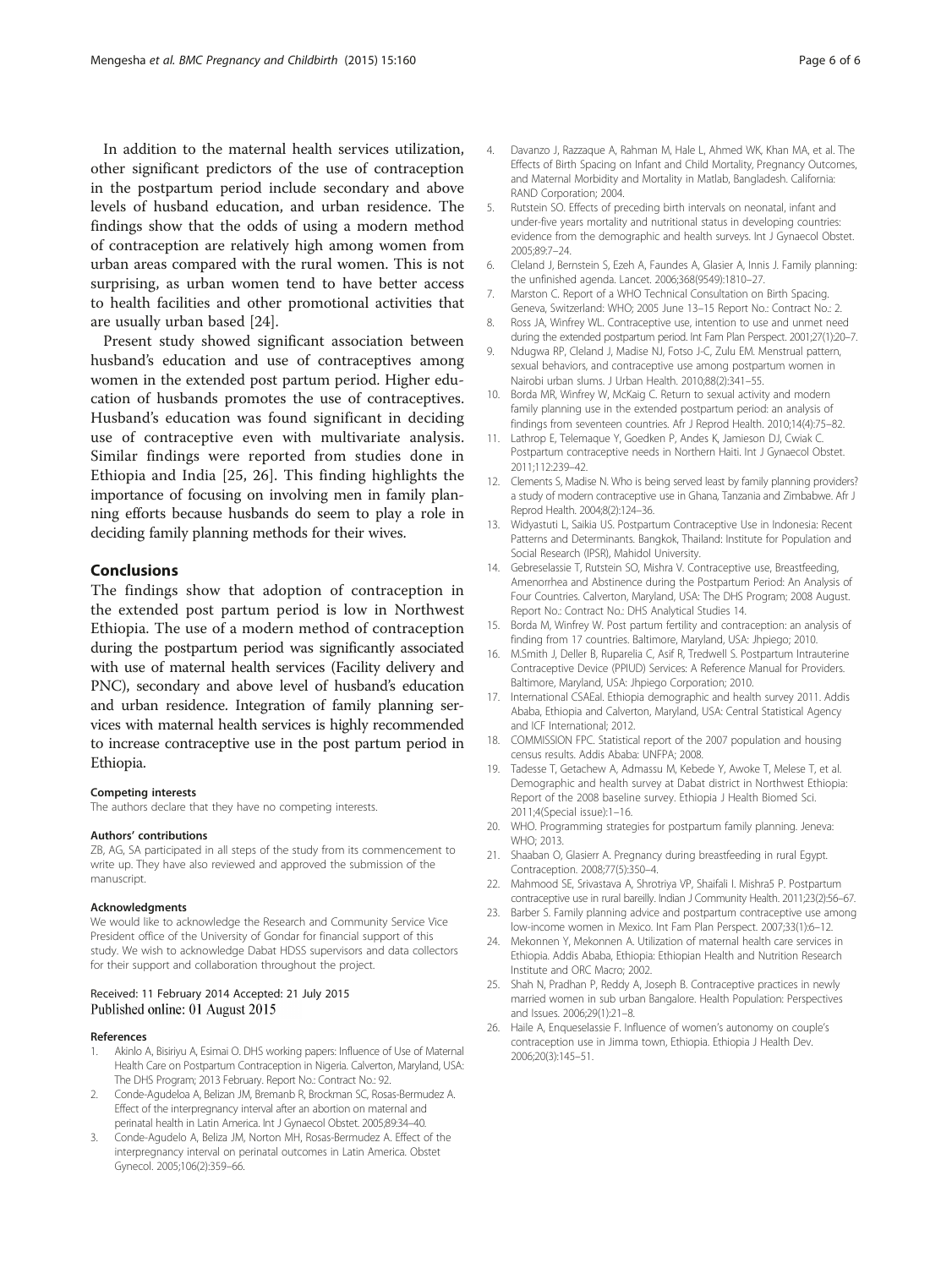In addition to the maternal health services utilization, other significant predictors of the use of contraception in the postpartum period include secondary and above levels of husband education, and urban residence. The findings show that the odds of using a modern method of contraception are relatively high among women from urban areas compared with the rural women. This is not surprising, as urban women tend to have better access to health facilities and other promotional activities that are usually urban based [24].

Present study showed significant association between husband's education and use of contraceptives among women in the extended post partum period. Higher education of husbands promotes the use of contraceptives. Husband's education was found significant in deciding use of contraceptive even with multivariate analysis. Similar findings were reported from studies done in Ethiopia and India [25, 26]. This finding highlights the importance of focusing on involving men in family planning efforts because husbands do seem to play a role in deciding family planning methods for their wives.

## Conclusions

The findings show that adoption of contraception in the extended post partum period is low in Northwest Ethiopia. The use of a modern method of contraception during the postpartum period was significantly associated with use of maternal health services (Facility delivery and PNC), secondary and above level of husband's education and urban residence. Integration of family planning services with maternal health services is highly recommended to increase contraceptive use in the post partum period in Ethiopia.

#### Competing interests

The authors declare that they have no competing interests.

#### Authors' contributions

ZB, AG, SA participated in all steps of the study from its commencement to write up. They have also reviewed and approved the submission of the manuscript.

#### Acknowledgments

We would like to acknowledge the Research and Community Service Vice President office of the University of Gondar for financial support of this study. We wish to acknowledge Dabat HDSS supervisors and data collectors for their support and collaboration throughout the project.

Received: 11 February 2014 Accepted: 21 July 2015
Published online: 01 August 2015

#### References

1. Akinlo A, Bisiriyu A, Esimai O. DHS working papers: Influence of Use of Maternal Health Care on Postpartum Contraception in Nigeria. Calverton, Maryland, USA: The DHS Program; 2013 February. Report No.: Contract No.: 92.
2. Conde-Agudeloa A, Belizan JM, Bremanb R, Brockman SC, Rosas-Bermudez A. Effect of the interpregnancy interval after an abortion on maternal and perinatal health in Latin America. Int J Gynaecol Obstet. 2005;89:34–40.
3. Conde-Agudelo A, Beliza JM, Norton MH, Rosas-Bermudez A. Effect of the interpregnancy interval on perinatal outcomes in Latin America. Obstet Gynecol. 2005;106(2):359–66.
4. Davanzo J, Razzaque A, Rahman M, Hale L, Ahmed WK, Khan MA, et al. The Effects of Birth Spacing on Infant and Child Mortality, Pregnancy Outcomes, and Maternal Morbidity and Mortality in Matlab, Bangladesh. California: RAND Corporation; 2004.
5. Rutstein SO. Effects of preceding birth intervals on neonatal, infant and under-five years mortality and nutritional status in developing countries: evidence from the demographic and health surveys. Int J Gynaecol Obstet. 2005;89:7–24.
6. Cleland J, Bernstein S, Ezeh A, Faundes A, Glasier A, Innis J. Family planning: the unfinished agenda. Lancet. 2006;368(9549):1810–27.
7. Marston C. Report of a WHO Technical Consultation on Birth Spacing. Geneva, Switzerland: WHO; 2005 June 13–15 Report No.: Contract No.: 2.
8. Ross JA, Winfrey WL. Contraceptive use, intention to use and unmet need during the extended postpartum period. Int Fam Plan Perspect. 2001;27(1):20–7.
9. Ndugwa RP, Cleland J, Madise NJ, Fotso J-C, Zulu EM. Menstrual pattern, sexual behaviors, and contraceptive use among postpartum women in Nairobi urban slums. J Urban Health. 2010;88(2):341–55.
10. Borda MR, Winfrey W, McKaig C. Return to sexual activity and modern family planning use in the extended postpartum period: an analysis of findings from seventeen countries. Afr J Reprod Health. 2010;14(4):75–82.
11. Lathrop E, Telemaque Y, Goedken P, Andes K, Jamieson DJ, Cwiak C. Postpartum contraceptive needs in Northern Haiti. Int J Gynaecol Obstet. 2011;112:239–42.
12. Clements S, Madise N. Who is being served least by family planning providers? a study of modern contraceptive use in Ghana, Tanzania and Zimbabwe. Afr J Reprod Health. 2004;8(2):124–36.
13. Widyastuti L, Saikia US. Postpartum Contraceptive Use in Indonesia: Recent Patterns and Determinants. Bangkok, Thailand: Institute for Population and Social Research (IPSR), Mahidol University.
14. Gebreselassie T, Rutstein SO, Mishra V. Contraceptive use, Breastfeeding, Amenorrhea and Abstinence during the Postpartum Period: An Analysis of Four Countries. Calverton, Maryland, USA: The DHS Program; 2008 August. Report No.: Contract No.: DHS Analytical Studies 14.
15. Borda M, Winfrey W. Post partum fertility and contraception: an analysis of finding from 17 countries. Baltimore, Maryland, USA: Jhpiego; 2010.
16. M.Smith J, Deller B, Ruparelia C, Asif R, Tredwell S. Postpartum Intrauterine Contraceptive Device (PPIUD) Services: A Reference Manual for Providers. Baltimore, Maryland, USA: Jhpiego Corporation; 2010.
17. International CSAEal. Ethiopia demographic and health survey 2011. Addis Ababa, Ethiopia and Calverton, Maryland, USA: Central Statistical Agency and ICF International; 2012.
18. COMMISSION FPC. Statistical report of the 2007 population and housing census results. Addis Ababa: UNFPA; 2008.
19. Tadesse T, Getachew A, Admassu M, Kebede Y, Awoke T, Melese T, et al. Demographic and health survey at Dabat district in Northwest Ethiopia: Report of the 2008 baseline survey. Ethiopia J Health Biomed Sci. 2011;4(Special issue):1–16.
20. WHO. Programming strategies for postpartum family planning. Jeneva: WHO; 2013.
21. Shaaban O, Glasierr A. Pregnancy during breastfeeding in rural Egypt. Contraception. 2008;77(5):350–4.
22. Mahmood SE, Srivastava A, Shrotriya VP, Shaifali I. Mishra5 P. Postpartum contraceptive use in rural bareilly. Indian J Community Health. 2011;23(2):56–67.
23. Barber S. Family planning advice and postpartum contraceptive use among low-income women in Mexico. Int Fam Plan Perspect. 2007;33(1):6–12.
24. Mekonnen Y, Mekonnen A. Utilization of maternal health care services in Ethiopia. Addis Ababa, Ethiopia: Ethiopian Health and Nutrition Research Institute and ORC Macro; 2002.
25. Shah N, Pradhan P, Reddy A, Joseph B. Contraceptive practices in newly married women in sub urban Bangalore. Health Population: Perspectives and Issues. 2006;29(1):21–8.
26. Haile A, Enqueselassie F. Influence of women's autonomy on couple's contraception use in Jimma town, Ethiopia. Ethiopia J Health Dev. 2006;20(3):145–51.